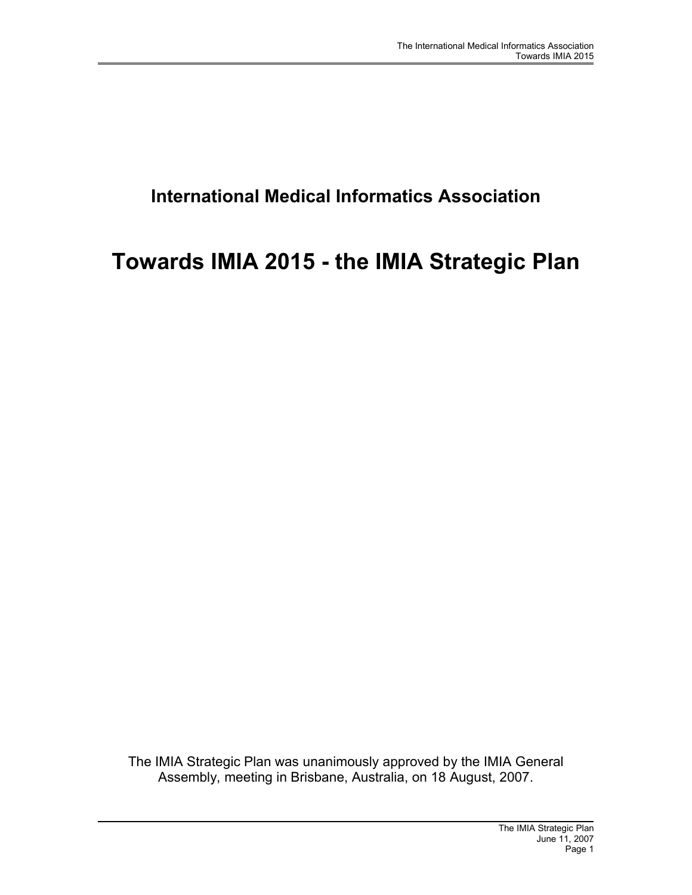# International Medical Informatics Association

# Towards IMIA 2015 - the IMIA Strategic Plan

The IMIA Strategic Plan was unanimously approved by the IMIA General Assembly, meeting in Brisbane, Australia, on 18 August, 2007.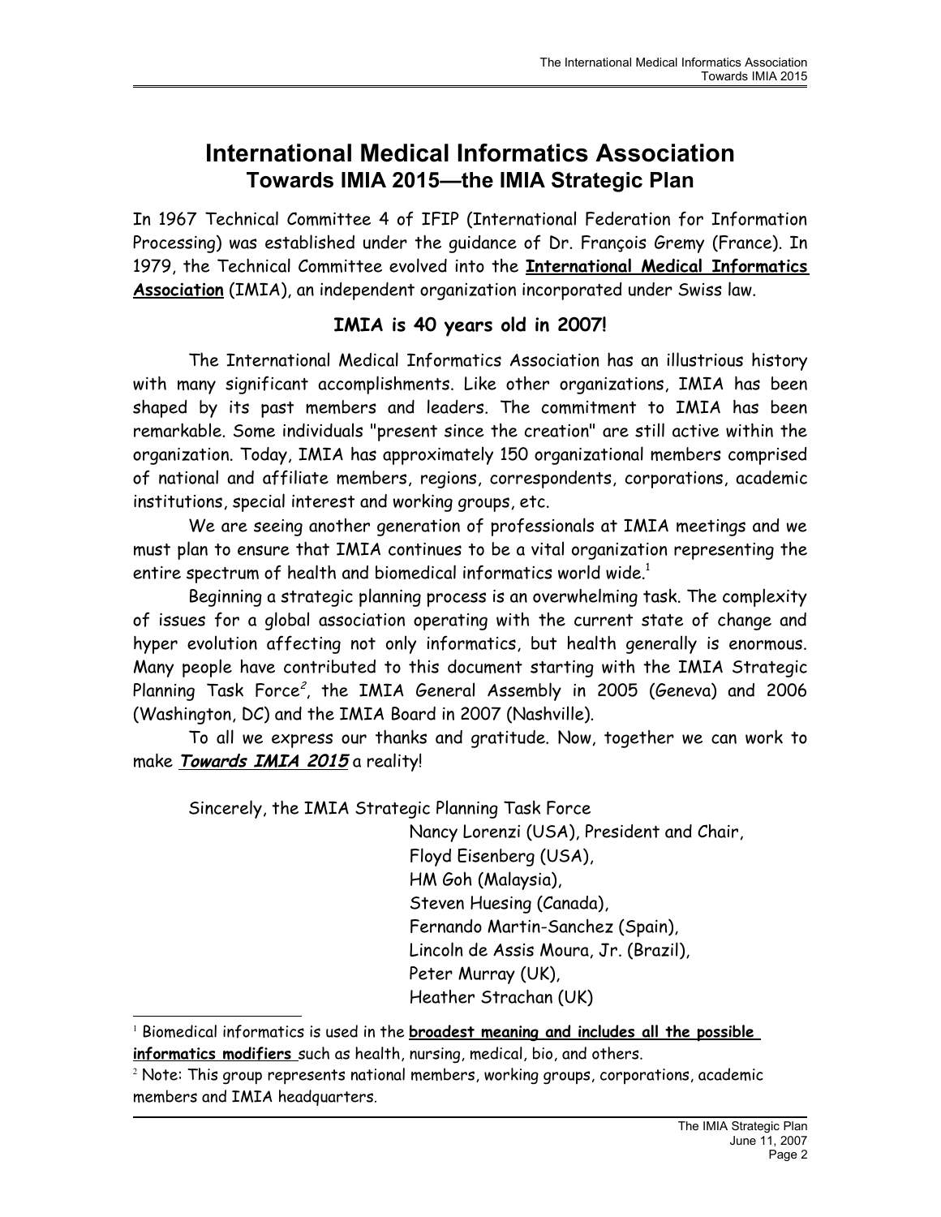# International Medical Informatics Association

## Towards IMIA 2015—the IMIA Strategic Plan

In 1967 Technical Committee 4 of IFIP (International Federation for Information Processing) was established under the guidance of Dr. François Gremy (France). In 1979, the Technical Committee evolved into the **International Medical Informatics Association** (IMIA), an independent organization incorporated under Swiss law.

### IMIA is 40 years old in 2007!

The International Medical Informatics Association has an illustrious history with many significant accomplishments. Like other organizations, IMIA has been shaped by its past members and leaders. The commitment to IMIA has been remarkable. Some individuals "present since the creation" are still active within the organization. Today, IMIA has approximately 150 organizational members comprised of national and affiliate members, regions, correspondents, corporations, academic institutions, special interest and working groups, etc.

We are seeing another generation of professionals at IMIA meetings and we must plan to ensure that IMIA continues to be a vital organization representing the entire spectrum of health and biomedical informatics world wide.[1]

Beginning a strategic planning process is an overwhelming task. The complexity of issues for a global association operating with the current state of change and hyper evolution affecting not only informatics, but health generally is enormous. Many people have contributed to this document starting with the IMIA Strategic Planning Task Force[2], the IMIA General Assembly in 2005 (Geneva) and 2006 (Washington, DC) and the IMIA Board in 2007 (Nashville).

To all we express our thanks and gratitude. Now, together we can work to make ***Towards IMIA 2015*** a reality!

Sincerely, the IMIA Strategic Planning Task Force

Nancy Lorenzi (USA), President and Chair,
Floyd Eisenberg (USA),
HM Goh (Malaysia),
Steven Huesing (Canada),
Fernando Martin-Sanchez (Spain),
Lincoln de Assis Moura, Jr. (Brazil),
Peter Murray (UK),
Heather Strachan (UK)

---

[1] Biomedical informatics is used in the **broadest meaning and includes all the possible informatics modifiers** such as health, nursing, medical, bio, and others.

[2] Note: This group represents national members, working groups, corporations, academic members and IMIA headquarters.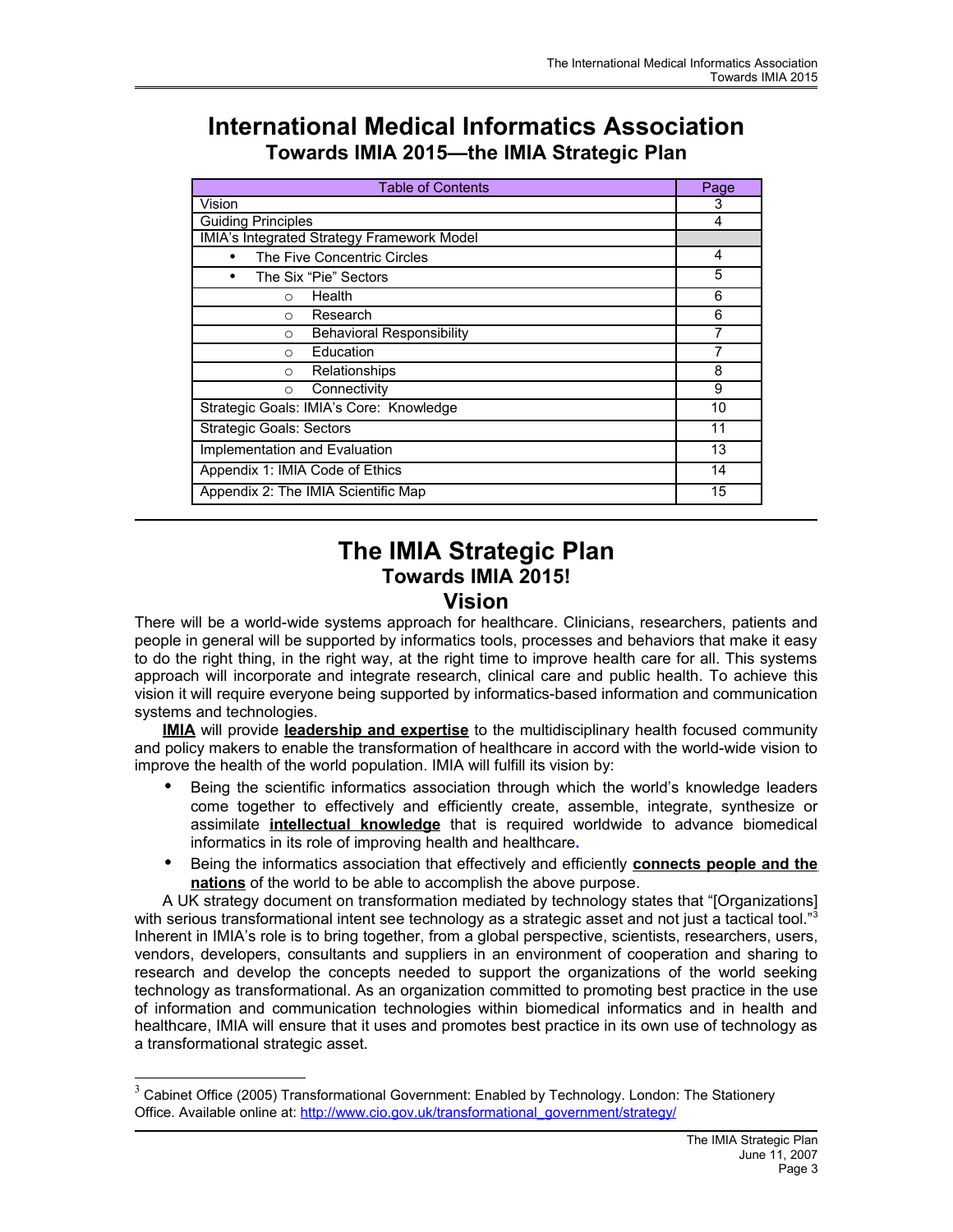# International Medical Informatics Association

## Towards IMIA 2015—the IMIA Strategic Plan

| Table of Contents | Page |
|---|---|
| Vision | 3 |
| Guiding Principles | 4 |
| IMIA's Integrated Strategy Framework Model | |
| • The Five Concentric Circles | 4 |
| • The Six "Pie" Sectors | 5 |
| ○ Health | 6 |
| ○ Research | 6 |
| ○ Behavioral Responsibility | 7 |
| ○ Education | 7 |
| ○ Relationships | 8 |
| ○ Connectivity | 9 |
| Strategic Goals: IMIA's Core: Knowledge | 10 |
| Strategic Goals: Sectors | 11 |
| Implementation and Evaluation | 13 |
| Appendix 1: IMIA Code of Ethics | 14 |
| Appendix 2: The IMIA Scientific Map | 15 |

---

# The IMIA Strategic Plan

## Towards IMIA 2015!

## Vision

There will be a world-wide systems approach for healthcare. Clinicians, researchers, patients and people in general will be supported by informatics tools, processes and behaviors that make it easy to do the right thing, in the right way, at the right time to improve health care for all. This systems approach will incorporate and integrate research, clinical care and public health. To achieve this vision it will require everyone being supported by informatics-based information and communication systems and technologies.

**IMIA** will provide **leadership and expertise** to the multidisciplinary health focused community and policy makers to enable the transformation of healthcare in accord with the world-wide vision to improve the health of the world population. IMIA will fulfill its vision by:

- Being the scientific informatics association through which the world's knowledge leaders come together to effectively and efficiently create, assemble, integrate, synthesize or assimilate **intellectual knowledge** that is required worldwide to advance biomedical informatics in its role of improving health and healthcare.
- Being the informatics association that effectively and efficiently **connects people and the nations** of the world to be able to accomplish the above purpose.

A UK strategy document on transformation mediated by technology states that "[Organizations] with serious transformational intent see technology as a strategic asset and not just a tactical tool."[3] Inherent in IMIA's role is to bring together, from a global perspective, scientists, researchers, users, vendors, developers, consultants and suppliers in an environment of cooperation and sharing to research and develop the concepts needed to support the organizations of the world seeking technology as transformational. As an organization committed to promoting best practice in the use of information and communication technologies within biomedical informatics and in health and healthcare, IMIA will ensure that it uses and promotes best practice in its own use of technology as a transformational strategic asset.

---

[3] Cabinet Office (2005) Transformational Government: Enabled by Technology. London: The Stationery Office. Available online at: http://www.cio.gov.uk/transformational_government/strategy/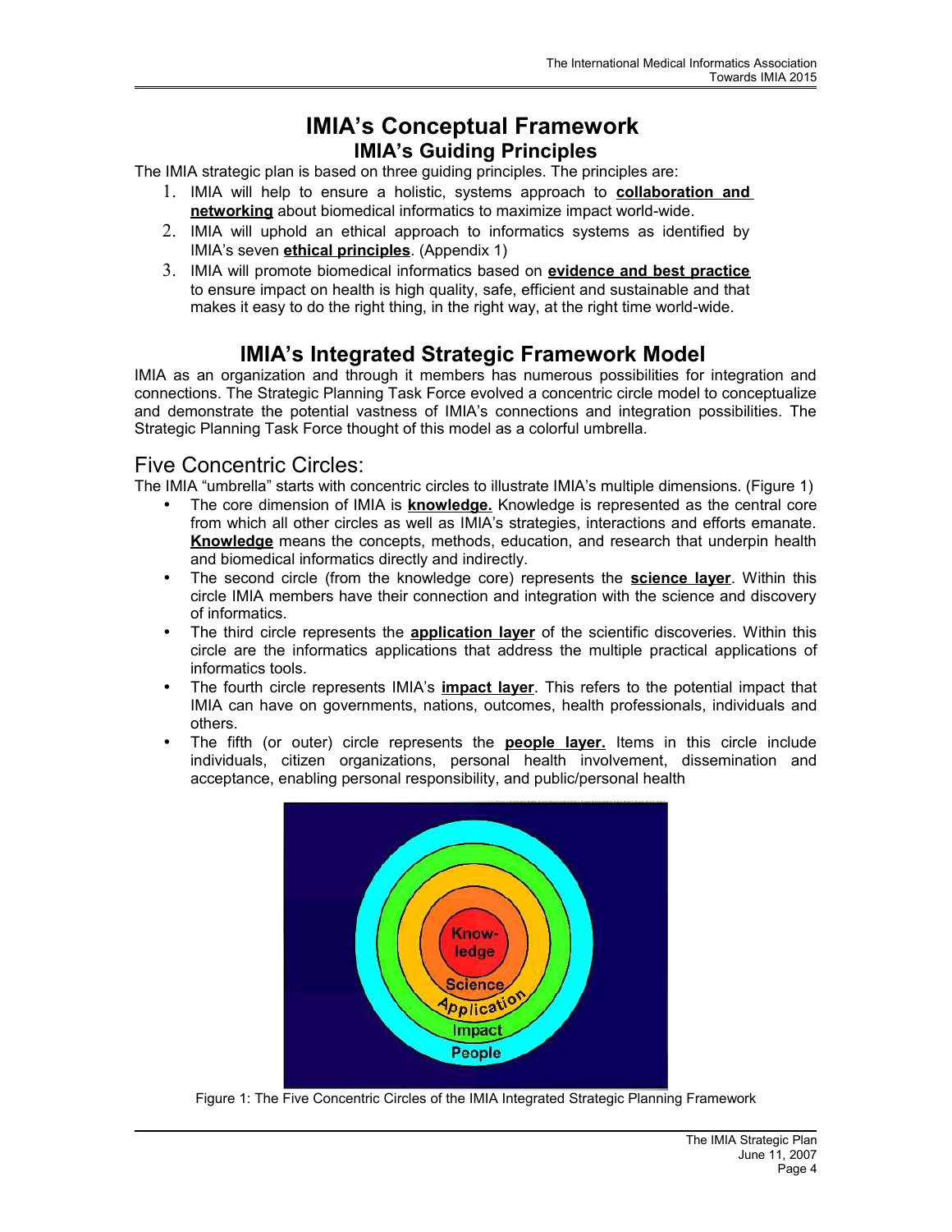# IMIA's Conceptual Framework

## IMIA's Guiding Principles

The IMIA strategic plan is based on three guiding principles. The principles are:

1. IMIA will help to ensure a holistic, systems approach to **collaboration and networking** about biomedical informatics to maximize impact world-wide.
2. IMIA will uphold an ethical approach to informatics systems as identified by IMIA's seven **ethical principles**. (Appendix 1)
3. IMIA will promote biomedical informatics based on **evidence and best practice** to ensure impact on health is high quality, safe, efficient and sustainable and that makes it easy to do the right thing, in the right way, at the right time world-wide.

## IMIA's Integrated Strategic Framework Model

IMIA as an organization and through it members has numerous possibilities for integration and connections. The Strategic Planning Task Force evolved a concentric circle model to conceptualize and demonstrate the potential vastness of IMIA's connections and integration possibilities. The Strategic Planning Task Force thought of this model as a colorful umbrella.

### Five Concentric Circles:

The IMIA "umbrella" starts with concentric circles to illustrate IMIA's multiple dimensions. (Figure 1)

- The core dimension of IMIA is **knowledge.** Knowledge is represented as the central core from which all other circles as well as IMIA's strategies, interactions and efforts emanate. **Knowledge** means the concepts, methods, education, and research that underpin health and biomedical informatics directly and indirectly.
- The second circle (from the knowledge core) represents the **science layer**. Within this circle IMIA members have their connection and integration with the science and discovery of informatics.
- The third circle represents the **application layer** of the scientific discoveries. Within this circle are the informatics applications that address the multiple practical applications of informatics tools.
- The fourth circle represents IMIA's **impact layer**. This refers to the potential impact that IMIA can have on governments, nations, outcomes, health professionals, individuals and others.
- The fifth (or outer) circle represents the **people layer.** Items in this circle include individuals, citizen organizations, personal health involvement, dissemination and acceptance, enabling personal responsibility, and public/personal health

Figure 1: The Five Concentric Circles of the IMIA Integrated Strategic Planning Framework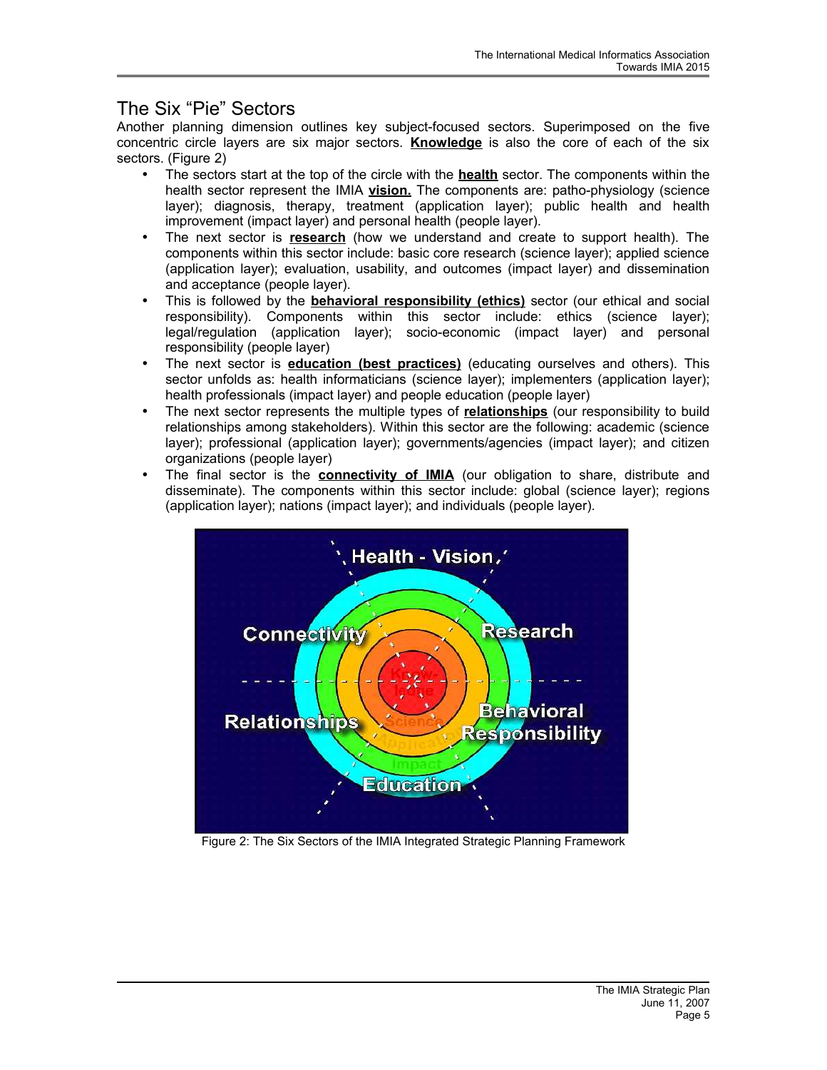## The Six "Pie" Sectors

Another planning dimension outlines key subject-focused sectors. Superimposed on the five concentric circle layers are six major sectors. **Knowledge** is also the core of each of the six sectors. (Figure 2)

- The sectors start at the top of the circle with the **health** sector. The components within the health sector represent the IMIA **vision.** The components are: patho-physiology (science layer); diagnosis, therapy, treatment (application layer); public health and health improvement (impact layer) and personal health (people layer).
- The next sector is **research** (how we understand and create to support health). The components within this sector include: basic core research (science layer); applied science (application layer); evaluation, usability, and outcomes (impact layer) and dissemination and acceptance (people layer).
- This is followed by the **behavioral responsibility (ethics)** sector (our ethical and social responsibility). Components within this sector include: ethics (science layer); legal/regulation (application layer); socio-economic (impact layer) and personal responsibility (people layer)
- The next sector is **education (best practices)** (educating ourselves and others). This sector unfolds as: health informaticians (science layer); implementers (application layer); health professionals (impact layer) and people education (people layer)
- The next sector represents the multiple types of **relationships** (our responsibility to build relationships among stakeholders). Within this sector are the following: academic (science layer); professional (application layer); governments/agencies (impact layer); and citizen organizations (people layer)
- The final sector is the **connectivity of IMIA** (our obligation to share, distribute and disseminate). The components within this sector include: global (science layer); regions (application layer); nations (impact layer); and individuals (people layer).

Figure 2: The Six Sectors of the IMIA Integrated Strategic Planning Framework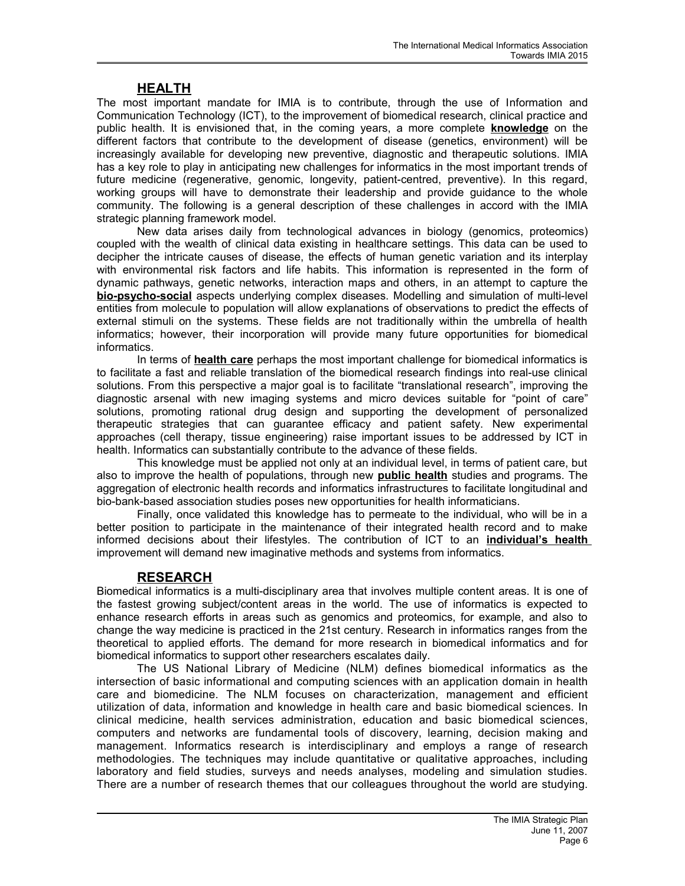## HEALTH

The most important mandate for IMIA is to contribute, through the use of Information and Communication Technology (ICT), to the improvement of biomedical research, clinical practice and public health. It is envisioned that, in the coming years, a more complete **knowledge** on the different factors that contribute to the development of disease (genetics, environment) will be increasingly available for developing new preventive, diagnostic and therapeutic solutions. IMIA has a key role to play in anticipating new challenges for informatics in the most important trends of future medicine (regenerative, genomic, longevity, patient-centred, preventive). In this regard, working groups will have to demonstrate their leadership and provide guidance to the whole community. The following is a general description of these challenges in accord with the IMIA strategic planning framework model.

New data arises daily from technological advances in biology (genomics, proteomics) coupled with the wealth of clinical data existing in healthcare settings. This data can be used to decipher the intricate causes of disease, the effects of human genetic variation and its interplay with environmental risk factors and life habits. This information is represented in the form of dynamic pathways, genetic networks, interaction maps and others, in an attempt to capture the **bio-psycho-social** aspects underlying complex diseases. Modelling and simulation of multi-level entities from molecule to population will allow explanations of observations to predict the effects of external stimuli on the systems. These fields are not traditionally within the umbrella of health informatics; however, their incorporation will provide many future opportunities for biomedical informatics.

In terms of **health care** perhaps the most important challenge for biomedical informatics is to facilitate a fast and reliable translation of the biomedical research findings into real-use clinical solutions. From this perspective a major goal is to facilitate "translational research", improving the diagnostic arsenal with new imaging systems and micro devices suitable for "point of care" solutions, promoting rational drug design and supporting the development of personalized therapeutic strategies that can guarantee efficacy and patient safety. New experimental approaches (cell therapy, tissue engineering) raise important issues to be addressed by ICT in health. Informatics can substantially contribute to the advance of these fields.

This knowledge must be applied not only at an individual level, in terms of patient care, but also to improve the health of populations, through new **public health** studies and programs. The aggregation of electronic health records and informatics infrastructures to facilitate longitudinal and bio-bank-based association studies poses new opportunities for health informaticians.

Finally, once validated this knowledge has to permeate to the individual, who will be in a better position to participate in the maintenance of their integrated health record and to make informed decisions about their lifestyles. The contribution of ICT to an **individual's health** improvement will demand new imaginative methods and systems from informatics.

## RESEARCH

Biomedical informatics is a multi-disciplinary area that involves multiple content areas. It is one of the fastest growing subject/content areas in the world. The use of informatics is expected to enhance research efforts in areas such as genomics and proteomics, for example, and also to change the way medicine is practiced in the 21st century. Research in informatics ranges from the theoretical to applied efforts. The demand for more research in biomedical informatics and for biomedical informatics to support other researchers escalates daily.

The US National Library of Medicine (NLM) defines biomedical informatics as the intersection of basic informational and computing sciences with an application domain in health care and biomedicine. The NLM focuses on characterization, management and efficient utilization of data, information and knowledge in health care and basic biomedical sciences. In clinical medicine, health services administration, education and basic biomedical sciences, computers and networks are fundamental tools of discovery, learning, decision making and management. Informatics research is interdisciplinary and employs a range of research methodologies. The techniques may include quantitative or qualitative approaches, including laboratory and field studies, surveys and needs analyses, modeling and simulation studies. There are a number of research themes that our colleagues throughout the world are studying.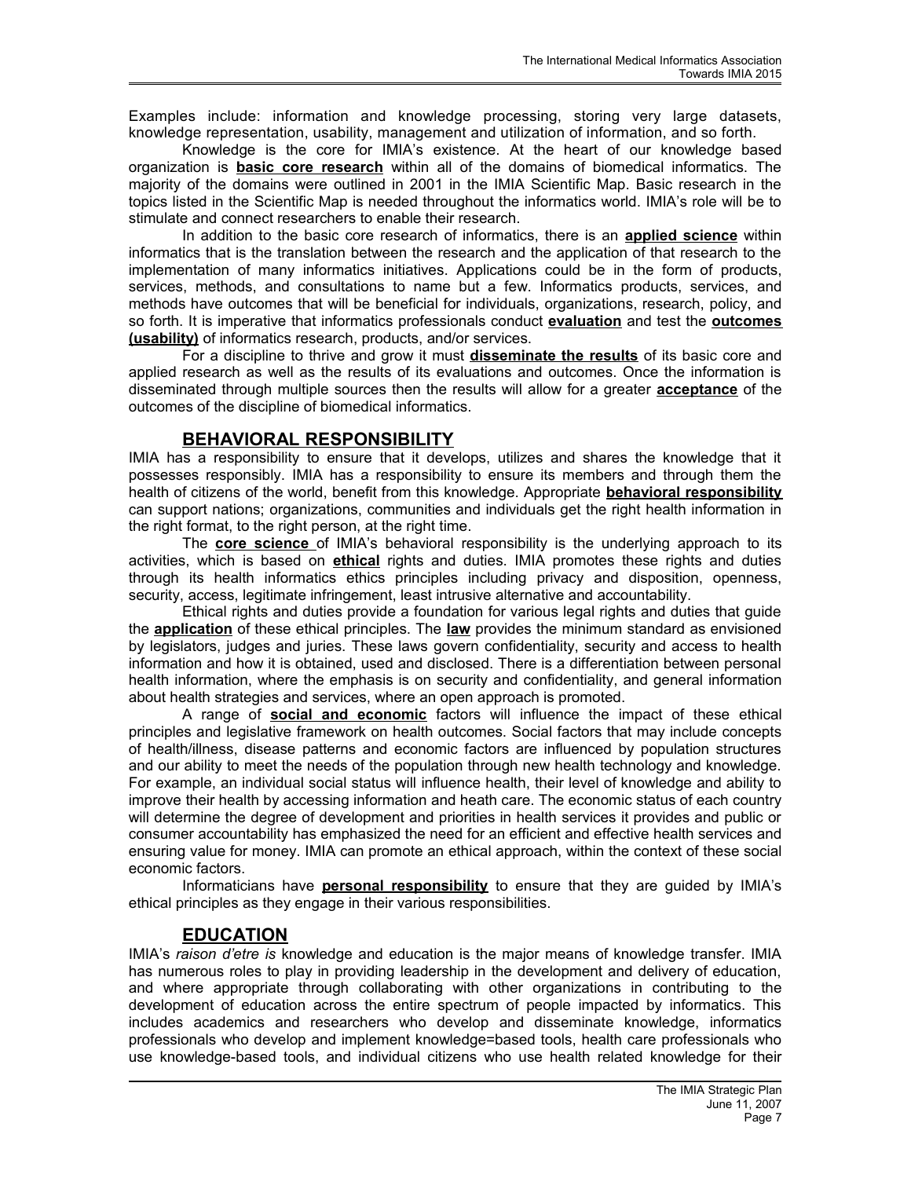Examples include: information and knowledge processing, storing very large datasets, knowledge representation, usability, management and utilization of information, and so forth.

Knowledge is the core for IMIA's existence. At the heart of our knowledge based organization is **basic core research** within all of the domains of biomedical informatics. The majority of the domains were outlined in 2001 in the IMIA Scientific Map. Basic research in the topics listed in the Scientific Map is needed throughout the informatics world. IMIA's role will be to stimulate and connect researchers to enable their research.

In addition to the basic core research of informatics, there is an **applied science** within informatics that is the translation between the research and the application of that research to the implementation of many informatics initiatives. Applications could be in the form of products, services, methods, and consultations to name but a few. Informatics products, services, and methods have outcomes that will be beneficial for individuals, organizations, research, policy, and so forth. It is imperative that informatics professionals conduct **evaluation** and test the **outcomes (usability)** of informatics research, products, and/or services.

For a discipline to thrive and grow it must **disseminate the results** of its basic core and applied research as well as the results of its evaluations and outcomes. Once the information is disseminated through multiple sources then the results will allow for a greater **acceptance** of the outcomes of the discipline of biomedical informatics.

## BEHAVIORAL RESPONSIBILITY

IMIA has a responsibility to ensure that it develops, utilizes and shares the knowledge that it possesses responsibly. IMIA has a responsibility to ensure its members and through them the health of citizens of the world, benefit from this knowledge. Appropriate **behavioral responsibility** can support nations; organizations, communities and individuals get the right health information in the right format, to the right person, at the right time.

The **core science** of IMIA's behavioral responsibility is the underlying approach to its activities, which is based on **ethical** rights and duties. IMIA promotes these rights and duties through its health informatics ethics principles including privacy and disposition, openness, security, access, legitimate infringement, least intrusive alternative and accountability.

Ethical rights and duties provide a foundation for various legal rights and duties that guide the **application** of these ethical principles. The **law** provides the minimum standard as envisioned by legislators, judges and juries. These laws govern confidentiality, security and access to health information and how it is obtained, used and disclosed. There is a differentiation between personal health information, where the emphasis is on security and confidentiality, and general information about health strategies and services, where an open approach is promoted.

A range of **social and economic** factors will influence the impact of these ethical principles and legislative framework on health outcomes. Social factors that may include concepts of health/illness, disease patterns and economic factors are influenced by population structures and our ability to meet the needs of the population through new health technology and knowledge. For example, an individual social status will influence health, their level of knowledge and ability to improve their health by accessing information and heath care. The economic status of each country will determine the degree of development and priorities in health services it provides and public or consumer accountability has emphasized the need for an efficient and effective health services and ensuring value for money. IMIA can promote an ethical approach, within the context of these social economic factors.

Informaticians have **personal responsibility** to ensure that they are guided by IMIA's ethical principles as they engage in their various responsibilities.

## EDUCATION

IMIA's *raison d'etre is* knowledge and education is the major means of knowledge transfer. IMIA has numerous roles to play in providing leadership in the development and delivery of education, and where appropriate through collaborating with other organizations in contributing to the development of education across the entire spectrum of people impacted by informatics. This includes academics and researchers who develop and disseminate knowledge, informatics professionals who develop and implement knowledge=based tools, health care professionals who use knowledge-based tools, and individual citizens who use health related knowledge for their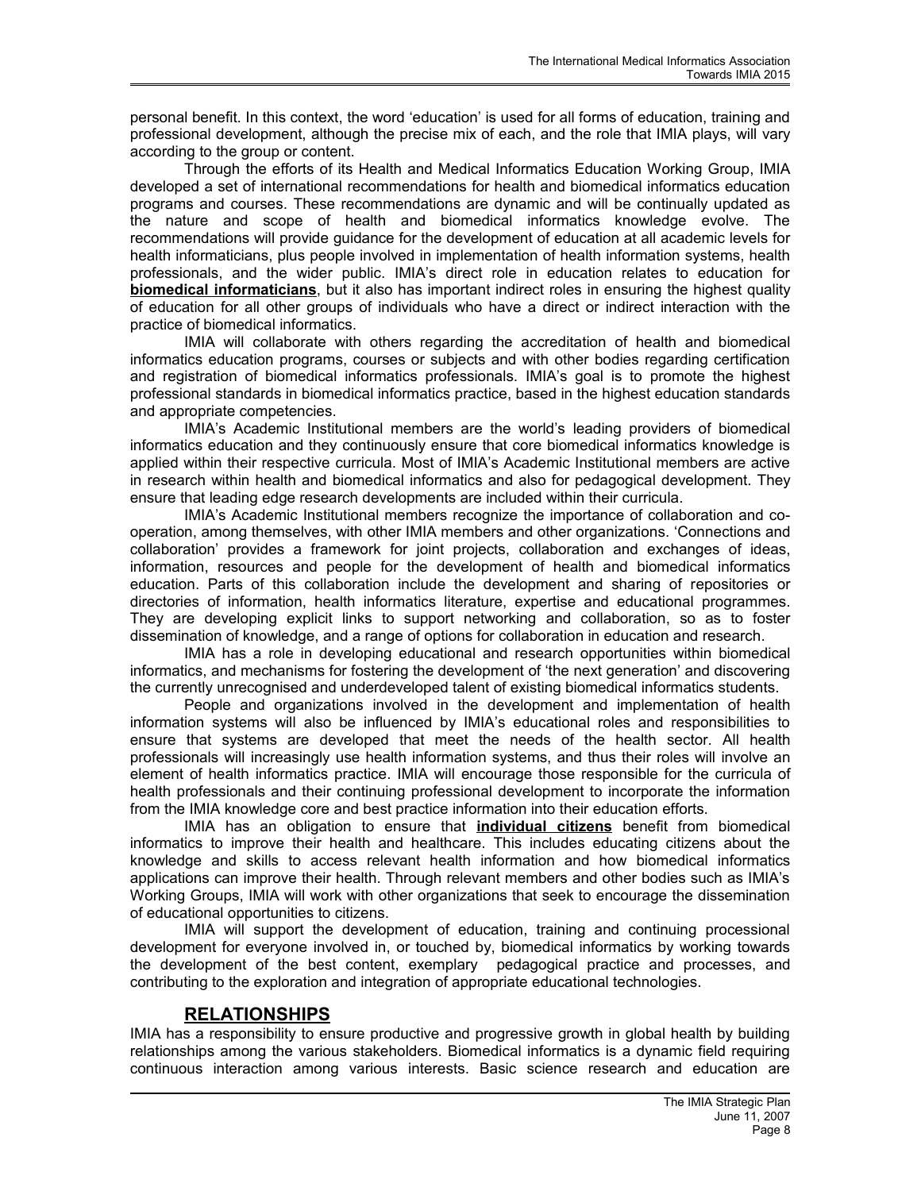personal benefit. In this context, the word 'education' is used for all forms of education, training and professional development, although the precise mix of each, and the role that IMIA plays, will vary according to the group or content.

Through the efforts of its Health and Medical Informatics Education Working Group, IMIA developed a set of international recommendations for health and biomedical informatics education programs and courses. These recommendations are dynamic and will be continually updated as the nature and scope of health and biomedical informatics knowledge evolve. The recommendations will provide guidance for the development of education at all academic levels for health informaticians, plus people involved in implementation of health information systems, health professionals, and the wider public. IMIA's direct role in education relates to education for **biomedical informaticians**, but it also has important indirect roles in ensuring the highest quality of education for all other groups of individuals who have a direct or indirect interaction with the practice of biomedical informatics.

IMIA will collaborate with others regarding the accreditation of health and biomedical informatics education programs, courses or subjects and with other bodies regarding certification and registration of biomedical informatics professionals. IMIA's goal is to promote the highest professional standards in biomedical informatics practice, based in the highest education standards and appropriate competencies.

IMIA's Academic Institutional members are the world's leading providers of biomedical informatics education and they continuously ensure that core biomedical informatics knowledge is applied within their respective curricula. Most of IMIA's Academic Institutional members are active in research within health and biomedical informatics and also for pedagogical development. They ensure that leading edge research developments are included within their curricula.

IMIA's Academic Institutional members recognize the importance of collaboration and co-operation, among themselves, with other IMIA members and other organizations. 'Connections and collaboration' provides a framework for joint projects, collaboration and exchanges of ideas, information, resources and people for the development of health and biomedical informatics education. Parts of this collaboration include the development and sharing of repositories or directories of information, health informatics literature, expertise and educational programmes. They are developing explicit links to support networking and collaboration, so as to foster dissemination of knowledge, and a range of options for collaboration in education and research.

IMIA has a role in developing educational and research opportunities within biomedical informatics, and mechanisms for fostering the development of 'the next generation' and discovering the currently unrecognised and underdeveloped talent of existing biomedical informatics students.

People and organizations involved in the development and implementation of health information systems will also be influenced by IMIA's educational roles and responsibilities to ensure that systems are developed that meet the needs of the health sector. All health professionals will increasingly use health information systems, and thus their roles will involve an element of health informatics practice. IMIA will encourage those responsible for the curricula of health professionals and their continuing professional development to incorporate the information from the IMIA knowledge core and best practice information into their education efforts.

IMIA has an obligation to ensure that **individual citizens** benefit from biomedical informatics to improve their health and healthcare. This includes educating citizens about the knowledge and skills to access relevant health information and how biomedical informatics applications can improve their health. Through relevant members and other bodies such as IMIA's Working Groups, IMIA will work with other organizations that seek to encourage the dissemination of educational opportunities to citizens.

IMIA will support the development of education, training and continuing processional development for everyone involved in, or touched by, biomedical informatics by working towards the development of the best content, exemplary pedagogical practice and processes, and contributing to the exploration and integration of appropriate educational technologies.

## RELATIONSHIPS

IMIA has a responsibility to ensure productive and progressive growth in global health by building relationships among the various stakeholders. Biomedical informatics is a dynamic field requiring continuous interaction among various interests. Basic science research and education are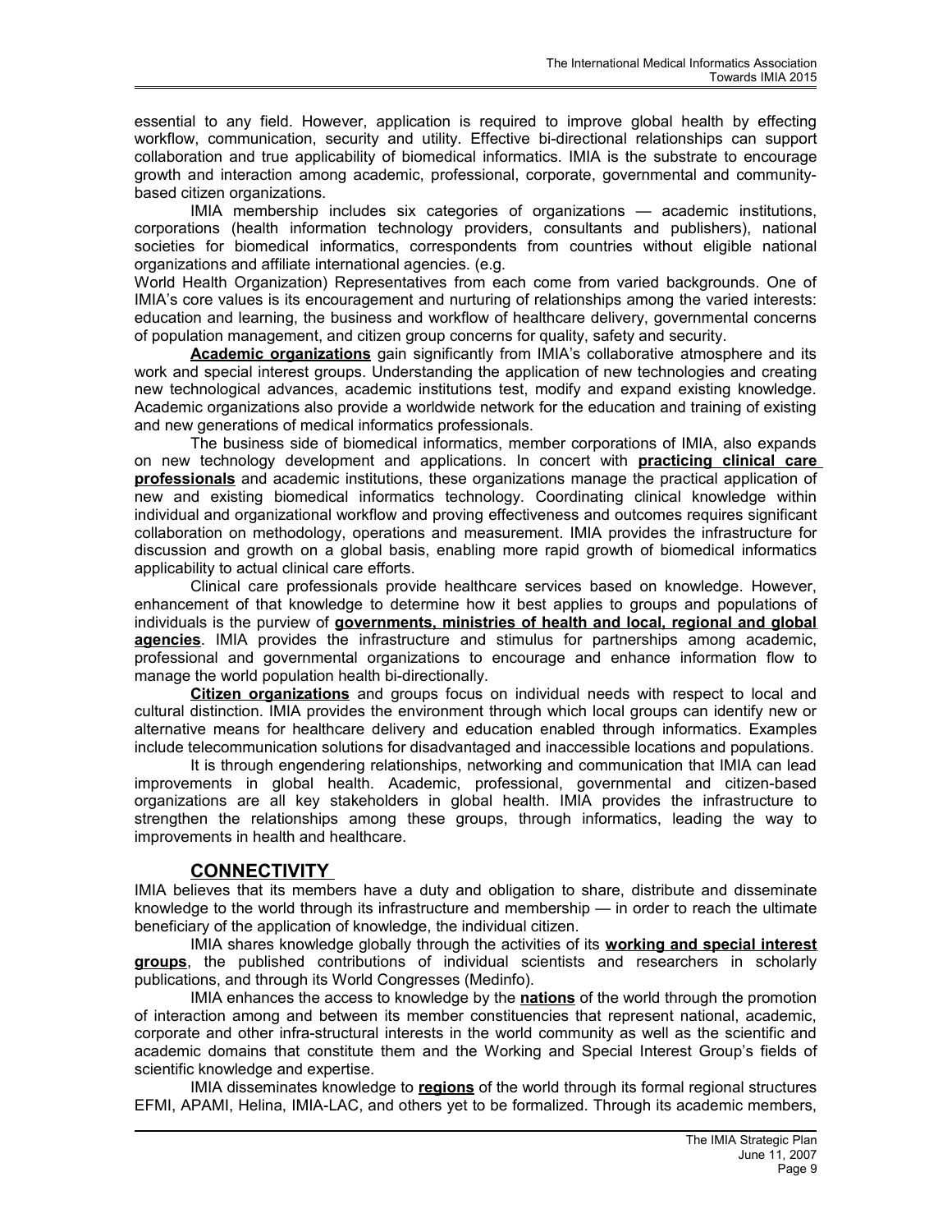essential to any field. However, application is required to improve global health by effecting workflow, communication, security and utility. Effective bi-directional relationships can support collaboration and true applicability of biomedical informatics. IMIA is the substrate to encourage growth and interaction among academic, professional, corporate, governmental and community-based citizen organizations.

IMIA membership includes six categories of organizations — academic institutions, corporations (health information technology providers, consultants and publishers), national societies for biomedical informatics, correspondents from countries without eligible national organizations and affiliate international agencies. (e.g. World Health Organization) Representatives from each come from varied backgrounds. One of IMIA's core values is its encouragement and nurturing of relationships among the varied interests: education and learning, the business and workflow of healthcare delivery, governmental concerns of population management, and citizen group concerns for quality, safety and security.

**Academic organizations** gain significantly from IMIA's collaborative atmosphere and its work and special interest groups. Understanding the application of new technologies and creating new technological advances, academic institutions test, modify and expand existing knowledge. Academic organizations also provide a worldwide network for the education and training of existing and new generations of medical informatics professionals.

The business side of biomedical informatics, member corporations of IMIA, also expands on new technology development and applications. In concert with **practicing clinical care professionals** and academic institutions, these organizations manage the practical application of new and existing biomedical informatics technology. Coordinating clinical knowledge within individual and organizational workflow and proving effectiveness and outcomes requires significant collaboration on methodology, operations and measurement. IMIA provides the infrastructure for discussion and growth on a global basis, enabling more rapid growth of biomedical informatics applicability to actual clinical care efforts.

Clinical care professionals provide healthcare services based on knowledge. However, enhancement of that knowledge to determine how it best applies to groups and populations of individuals is the purview of **governments, ministries of health and local, regional and global agencies**. IMIA provides the infrastructure and stimulus for partnerships among academic, professional and governmental organizations to encourage and enhance information flow to manage the world population health bi-directionally.

**Citizen organizations** and groups focus on individual needs with respect to local and cultural distinction. IMIA provides the environment through which local groups can identify new or alternative means for healthcare delivery and education enabled through informatics. Examples include telecommunication solutions for disadvantaged and inaccessible locations and populations.

It is through engendering relationships, networking and communication that IMIA can lead improvements in global health. Academic, professional, governmental and citizen-based organizations are all key stakeholders in global health. IMIA provides the infrastructure to strengthen the relationships among these groups, through informatics, leading the way to improvements in health and healthcare.

## CONNECTIVITY

IMIA believes that its members have a duty and obligation to share, distribute and disseminate knowledge to the world through its infrastructure and membership — in order to reach the ultimate beneficiary of the application of knowledge, the individual citizen.

IMIA shares knowledge globally through the activities of its **working and special interest groups**, the published contributions of individual scientists and researchers in scholarly publications, and through its World Congresses (Medinfo).

IMIA enhances the access to knowledge by the **nations** of the world through the promotion of interaction among and between its member constituencies that represent national, academic, corporate and other infra-structural interests in the world community as well as the scientific and academic domains that constitute them and the Working and Special Interest Group's fields of scientific knowledge and expertise.

IMIA disseminates knowledge to **regions** of the world through its formal regional structures EFMI, APAMI, Helina, IMIA-LAC, and others yet to be formalized. Through its academic members,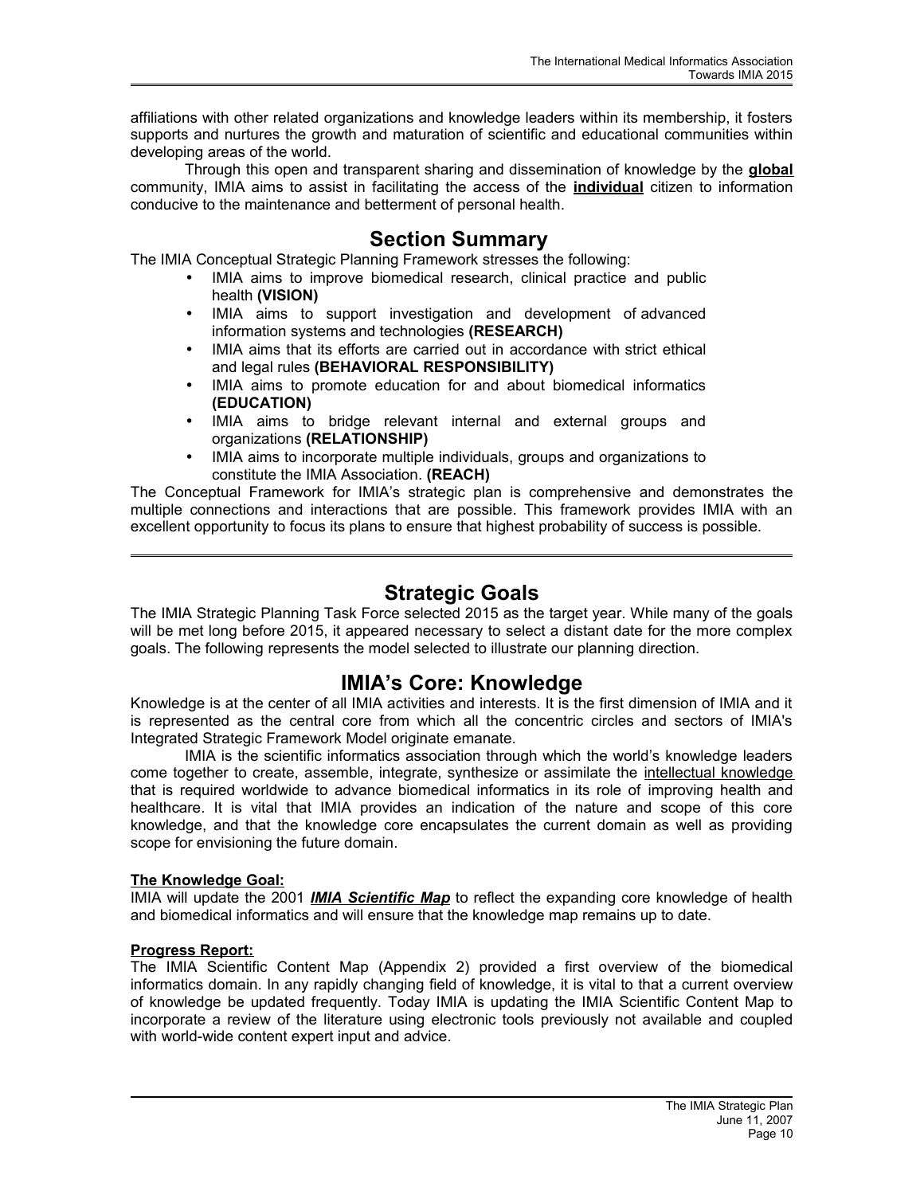affiliations with other related organizations and knowledge leaders within its membership, it fosters supports and nurtures the growth and maturation of scientific and educational communities within developing areas of the world.

Through this open and transparent sharing and dissemination of knowledge by the **global** community, IMIA aims to assist in facilitating the access of the **individual** citizen to information conducive to the maintenance and betterment of personal health.

## Section Summary

The IMIA Conceptual Strategic Planning Framework stresses the following:

- IMIA aims to improve biomedical research, clinical practice and public health **(VISION)**
- IMIA aims to support investigation and development of advanced information systems and technologies **(RESEARCH)**
- IMIA aims that its efforts are carried out in accordance with strict ethical and legal rules **(BEHAVIORAL RESPONSIBILITY)**
- IMIA aims to promote education for and about biomedical informatics **(EDUCATION)**
- IMIA aims to bridge relevant internal and external groups and organizations **(RELATIONSHIP)**
- IMIA aims to incorporate multiple individuals, groups and organizations to constitute the IMIA Association. **(REACH)**

The Conceptual Framework for IMIA's strategic plan is comprehensive and demonstrates the multiple connections and interactions that are possible. This framework provides IMIA with an excellent opportunity to focus its plans to ensure that highest probability of success is possible.

---

## Strategic Goals

The IMIA Strategic Planning Task Force selected 2015 as the target year. While many of the goals will be met long before 2015, it appeared necessary to select a distant date for the more complex goals. The following represents the model selected to illustrate our planning direction.

## IMIA's Core: Knowledge

Knowledge is at the center of all IMIA activities and interests. It is the first dimension of IMIA and it is represented as the central core from which all the concentric circles and sectors of IMIA's Integrated Strategic Framework Model originate emanate.

IMIA is the scientific informatics association through which the world's knowledge leaders come together to create, assemble, integrate, synthesize or assimilate the intellectual knowledge that is required worldwide to advance biomedical informatics in its role of improving health and healthcare. It is vital that IMIA provides an indication of the nature and scope of this core knowledge, and that the knowledge core encapsulates the current domain as well as providing scope for envisioning the future domain.

**The Knowledge Goal:**

IMIA will update the 2001 ***IMIA Scientific Map*** to reflect the expanding core knowledge of health and biomedical informatics and will ensure that the knowledge map remains up to date.

**Progress Report:**

The IMIA Scientific Content Map (Appendix 2) provided a first overview of the biomedical informatics domain. In any rapidly changing field of knowledge, it is vital to that a current overview of knowledge be updated frequently. Today IMIA is updating the IMIA Scientific Content Map to incorporate a review of the literature using electronic tools previously not available and coupled with world-wide content expert input and advice.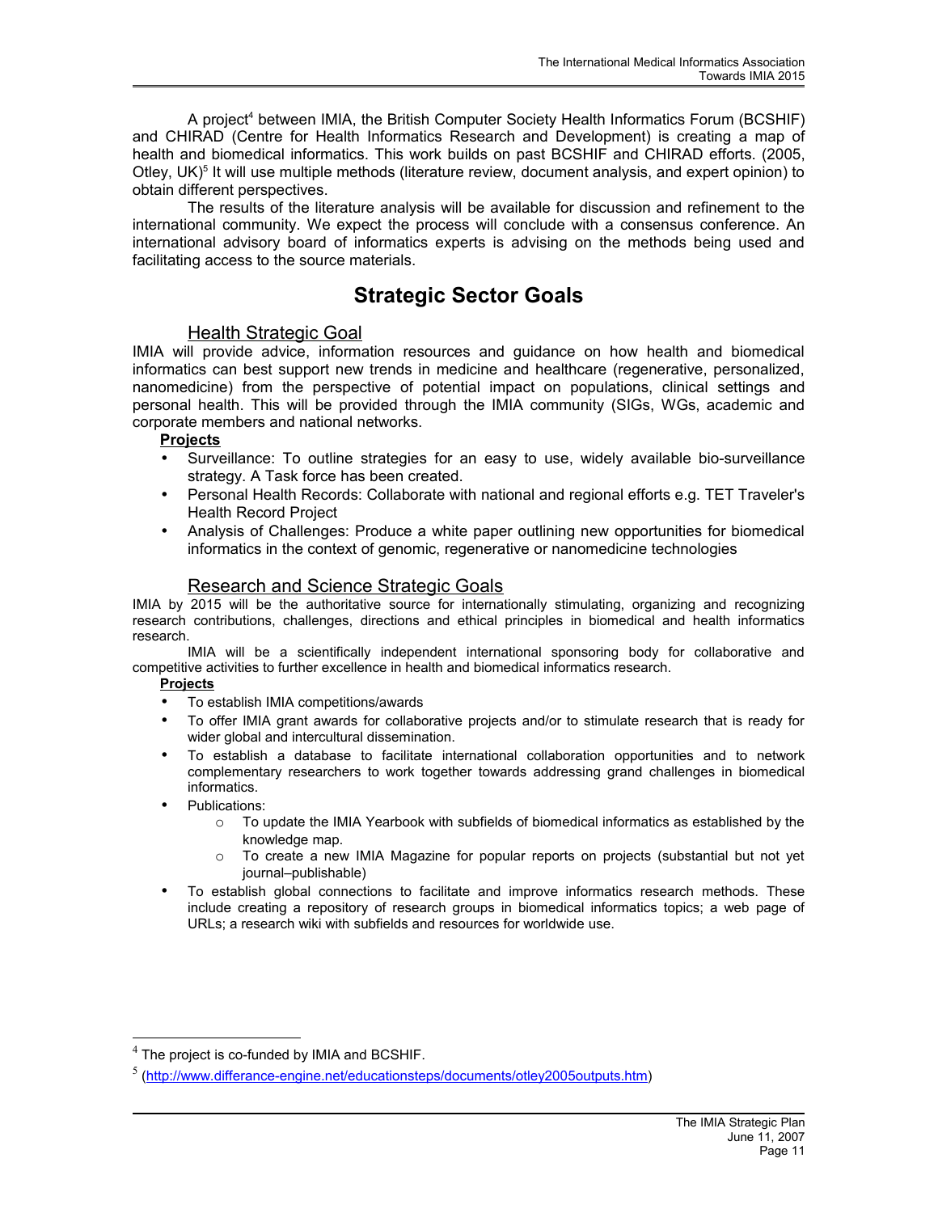A project[4] between IMIA, the British Computer Society Health Informatics Forum (BCSHIF) and CHIRAD (Centre for Health Informatics Research and Development) is creating a map of health and biomedical informatics. This work builds on past BCSHIF and CHIRAD efforts. (2005, Otley, UK)[5] It will use multiple methods (literature review, document analysis, and expert opinion) to obtain different perspectives.

The results of the literature analysis will be available for discussion and refinement to the international community. We expect the process will conclude with a consensus conference. An international advisory board of informatics experts is advising on the methods being used and facilitating access to the source materials.

# Strategic Sector Goals

## Health Strategic Goal

IMIA will provide advice, information resources and guidance on how health and biomedical informatics can best support new trends in medicine and healthcare (regenerative, personalized, nanomedicine) from the perspective of potential impact on populations, clinical settings and personal health. This will be provided through the IMIA community (SIGs, WGs, academic and corporate members and national networks.

**Projects**

- Surveillance: To outline strategies for an easy to use, widely available bio-surveillance strategy. A Task force has been created.
- Personal Health Records: Collaborate with national and regional efforts e.g. TET Traveler's Health Record Project
- Analysis of Challenges: Produce a white paper outlining new opportunities for biomedical informatics in the context of genomic, regenerative or nanomedicine technologies

## Research and Science Strategic Goals

IMIA by 2015 will be the authoritative source for internationally stimulating, organizing and recognizing research contributions, challenges, directions and ethical principles in biomedical and health informatics research.

IMIA will be a scientifically independent international sponsoring body for collaborative and competitive activities to further excellence in health and biomedical informatics research.

**Projects**

- To establish IMIA competitions/awards
- To offer IMIA grant awards for collaborative projects and/or to stimulate research that is ready for wider global and intercultural dissemination.
- To establish a database to facilitate international collaboration opportunities and to network complementary researchers to work together towards addressing grand challenges in biomedical informatics.
- Publications:
  - To update the IMIA Yearbook with subfields of biomedical informatics as established by the knowledge map.
  - To create a new IMIA Magazine for popular reports on projects (substantial but not yet journal–publishable)
- To establish global connections to facilitate and improve informatics research methods. These include creating a repository of research groups in biomedical informatics topics; a web page of URLs; a research wiki with subfields and resources for worldwide use.

---

[4] The project is co-funded by IMIA and BCSHIF.

[5] (http://www.differance-engine.net/educationsteps/documents/otley2005outputs.htm)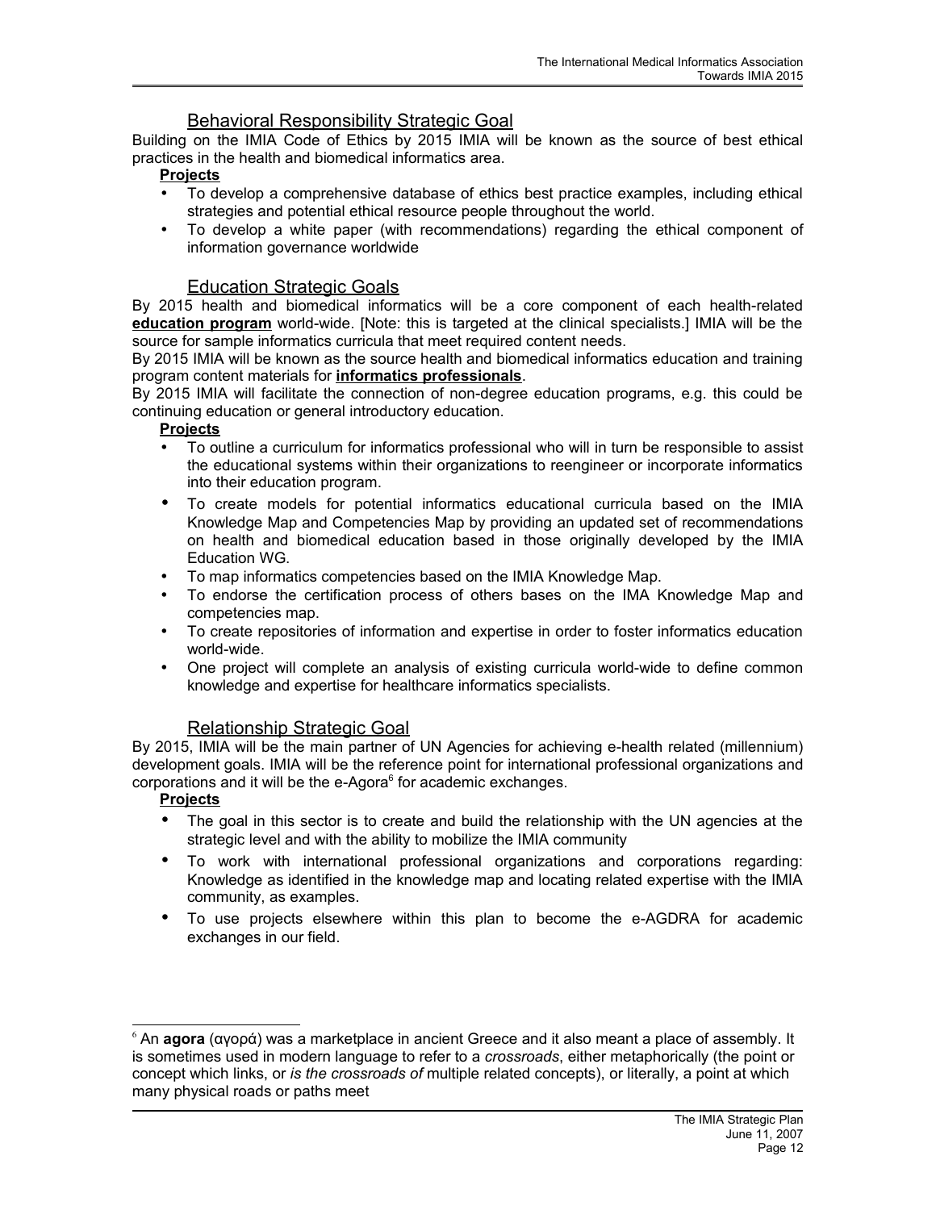## Behavioral Responsibility Strategic Goal

Building on the IMIA Code of Ethics by 2015 IMIA will be known as the source of best ethical practices in the health and biomedical informatics area.

**Projects**

- To develop a comprehensive database of ethics best practice examples, including ethical strategies and potential ethical resource people throughout the world.
- To develop a white paper (with recommendations) regarding the ethical component of information governance worldwide

## Education Strategic Goals

By 2015 health and biomedical informatics will be a core component of each health-related **education program** world-wide. [Note: this is targeted at the clinical specialists.] IMIA will be the source for sample informatics curricula that meet required content needs.

By 2015 IMIA will be known as the source health and biomedical informatics education and training program content materials for **informatics professionals**.

By 2015 IMIA will facilitate the connection of non-degree education programs, e.g. this could be continuing education or general introductory education.

**Projects**

- To outline a curriculum for informatics professional who will in turn be responsible to assist the educational systems within their organizations to reengineer or incorporate informatics into their education program.
- To create models for potential informatics educational curricula based on the IMIA Knowledge Map and Competencies Map by providing an updated set of recommendations on health and biomedical education based in those originally developed by the IMIA Education WG.
- To map informatics competencies based on the IMIA Knowledge Map.
- To endorse the certification process of others bases on the IMA Knowledge Map and competencies map.
- To create repositories of information and expertise in order to foster informatics education world-wide.
- One project will complete an analysis of existing curricula world-wide to define common knowledge and expertise for healthcare informatics specialists.

## Relationship Strategic Goal

By 2015, IMIA will be the main partner of UN Agencies for achieving e-health related (millennium) development goals. IMIA will be the reference point for international professional organizations and corporations and it will be the e-Agora[6] for academic exchanges.

**Projects**

- The goal in this sector is to create and build the relationship with the UN agencies at the strategic level and with the ability to mobilize the IMIA community
- To work with international professional organizations and corporations regarding: Knowledge as identified in the knowledge map and locating related expertise with the IMIA community, as examples.
- To use projects elsewhere within this plan to become the e-AGDRA for academic exchanges in our field.

---

[6] An **agora** (αγορά) was a marketplace in ancient Greece and it also meant a place of assembly. It is sometimes used in modern language to refer to a *crossroads*, either metaphorically (the point or concept which links, or *is the crossroads of* multiple related concepts), or literally, a point at which many physical roads or paths meet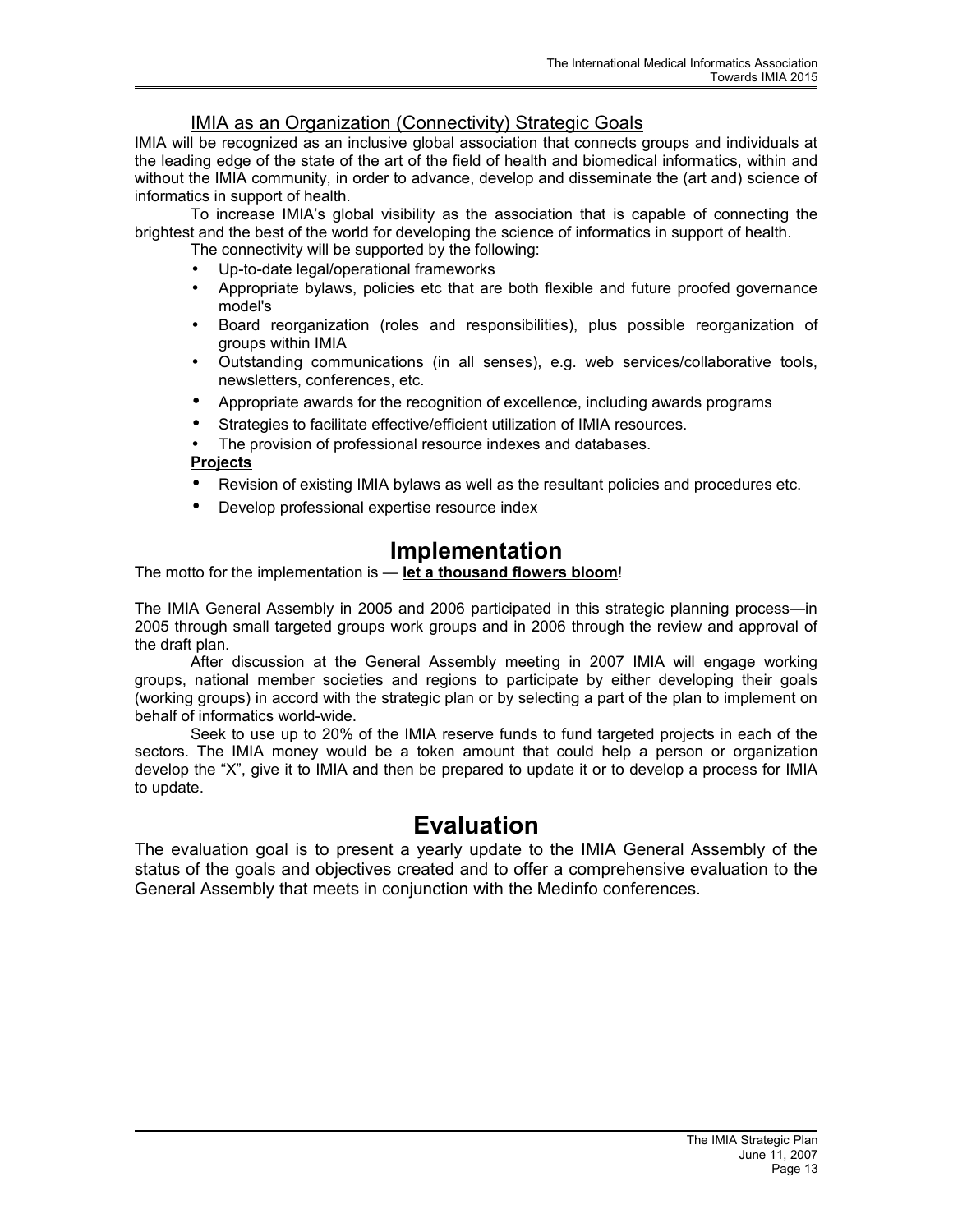### IMIA as an Organization (Connectivity) Strategic Goals

IMIA will be recognized as an inclusive global association that connects groups and individuals at the leading edge of the state of the art of the field of health and biomedical informatics, within and without the IMIA community, in order to advance, develop and disseminate the (art and) science of informatics in support of health.

To increase IMIA's global visibility as the association that is capable of connecting the brightest and the best of the world for developing the science of informatics in support of health.

The connectivity will be supported by the following:

- Up-to-date legal/operational frameworks
- Appropriate bylaws, policies etc that are both flexible and future proofed governance model's
- Board reorganization (roles and responsibilities), plus possible reorganization of groups within IMIA
- Outstanding communications (in all senses), e.g. web services/collaborative tools, newsletters, conferences, etc.
- Appropriate awards for the recognition of excellence, including awards programs
- Strategies to facilitate effective/efficient utilization of IMIA resources.
- The provision of professional resource indexes and databases.

**Projects**

- Revision of existing IMIA bylaws as well as the resultant policies and procedures etc.
- Develop professional expertise resource index

# Implementation

The motto for the implementation is — **let a thousand flowers bloom**!

The IMIA General Assembly in 2005 and 2006 participated in this strategic planning process—in 2005 through small targeted groups work groups and in 2006 through the review and approval of the draft plan.

After discussion at the General Assembly meeting in 2007 IMIA will engage working groups, national member societies and regions to participate by either developing their goals (working groups) in accord with the strategic plan or by selecting a part of the plan to implement on behalf of informatics world-wide.

Seek to use up to 20% of the IMIA reserve funds to fund targeted projects in each of the sectors. The IMIA money would be a token amount that could help a person or organization develop the "X", give it to IMIA and then be prepared to update it or to develop a process for IMIA to update.

# Evaluation

The evaluation goal is to present a yearly update to the IMIA General Assembly of the status of the goals and objectives created and to offer a comprehensive evaluation to the General Assembly that meets in conjunction with the Medinfo conferences.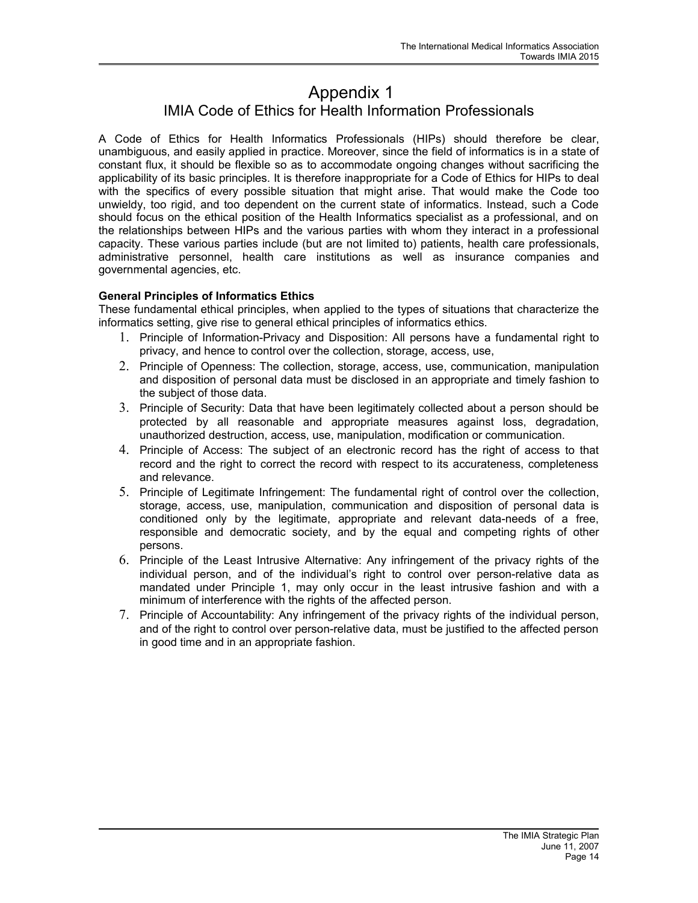# Appendix 1

## IMIA Code of Ethics for Health Information Professionals

A Code of Ethics for Health Informatics Professionals (HIPs) should therefore be clear, unambiguous, and easily applied in practice. Moreover, since the field of informatics is in a state of constant flux, it should be flexible so as to accommodate ongoing changes without sacrificing the applicability of its basic principles. It is therefore inappropriate for a Code of Ethics for HIPs to deal with the specifics of every possible situation that might arise. That would make the Code too unwieldy, too rigid, and too dependent on the current state of informatics. Instead, such a Code should focus on the ethical position of the Health Informatics specialist as a professional, and on the relationships between HIPs and the various parties with whom they interact in a professional capacity. These various parties include (but are not limited to) patients, health care professionals, administrative personnel, health care institutions as well as insurance companies and governmental agencies, etc.

**General Principles of Informatics Ethics**

These fundamental ethical principles, when applied to the types of situations that characterize the informatics setting, give rise to general ethical principles of informatics ethics.

1. Principle of Information-Privacy and Disposition: All persons have a fundamental right to privacy, and hence to control over the collection, storage, access, use,
2. Principle of Openness: The collection, storage, access, use, communication, manipulation and disposition of personal data must be disclosed in an appropriate and timely fashion to the subject of those data.
3. Principle of Security: Data that have been legitimately collected about a person should be protected by all reasonable and appropriate measures against loss, degradation, unauthorized destruction, access, use, manipulation, modification or communication.
4. Principle of Access: The subject of an electronic record has the right of access to that record and the right to correct the record with respect to its accurateness, completeness and relevance.
5. Principle of Legitimate Infringement: The fundamental right of control over the collection, storage, access, use, manipulation, communication and disposition of personal data is conditioned only by the legitimate, appropriate and relevant data-needs of a free, responsible and democratic society, and by the equal and competing rights of other persons.
6. Principle of the Least Intrusive Alternative: Any infringement of the privacy rights of the individual person, and of the individual's right to control over person-relative data as mandated under Principle 1, may only occur in the least intrusive fashion and with a minimum of interference with the rights of the affected person.
7. Principle of Accountability: Any infringement of the privacy rights of the individual person, and of the right to control over person-relative data, must be justified to the affected person in good time and in an appropriate fashion.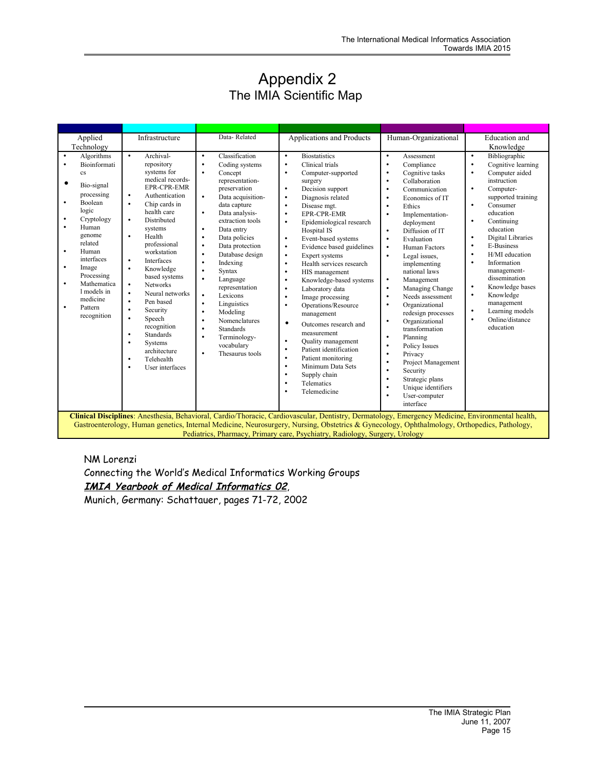# Appendix 2

## The IMIA Scientific Map

| Applied Technology | Infrastructure | Data- Related | Applications and Products | Human-Organizational | Education and Knowledge |
|---|---|---|---|---|---|
| • Algorithms<br>• Bioinformatics<br>• Bio-signal processing<br>• Boolean logic<br>• Cryptology<br>• Human genome related<br>• Human interfaces<br>• Image Processing<br>• Mathematical models in medicine<br>• Pattern recognition | • Archival-repository systems for medical records-EPR-CPR-EMR<br>• Authentication<br>• Chip cards in health care<br>• Distributed systems<br>• Health professional workstation<br>• Interfaces<br>• Knowledge based systems<br>• Networks<br>• Neural networks<br>• Pen based<br>• Security<br>• Speech recognition<br>• Standards<br>• Systems architecture<br>• Telehealth<br>• User interfaces | • Classification<br>• Coding systems<br>• Concept representation-preservation<br>• Data acquisition-data capture<br>• Data analysis-extraction tools<br>• Data entry<br>• Data policies<br>• Data protection<br>• Database design<br>• Indexing<br>• Syntax<br>• Language representation<br>• Lexicons<br>• Linguistics<br>• Modeling<br>• Nomenclatures<br>• Standards<br>• Terminology-vocabulary<br>• Thesaurus tools | • Biostatistics<br>• Clinical trials<br>• Computer-supported surgery<br>• Decision support<br>• Diagnosis related<br>• Disease mgt.<br>• EPR-CPR-EMR<br>• Epidemiological research Hospital IS<br>• Event-based systems<br>• Evidence based guidelines<br>• Expert systems<br>• Health services research<br>• HIS management<br>• Knowledge-based systems<br>• Laboratory data<br>• Image processing<br>• Operations/Resource management<br>• Outcomes research and measurement<br>• Quality management<br>• Patient identification<br>• Patient monitoring<br>• Minimum Data Sets<br>• Supply chain<br>• Telematics<br>• Telemedicine | • Assessment<br>• Compliance<br>• Cognitive tasks<br>• Collaboration<br>• Communication<br>• Economics of IT<br>• Ethics<br>• Implementation-deployment<br>• Diffusion of IT<br>• Evaluation<br>• Human Factors<br>• Legal issues, implementing national laws<br>• Management<br>• Managing Change<br>• Needs assessment<br>• Organizational redesign processes<br>• Organizational transformation<br>• Planning<br>• Policy Issues<br>• Privacy<br>• Project Management<br>• Security<br>• Strategic plans<br>• Unique identifiers<br>• User-computer interface | • Bibliographic<br>• Cognitive learning<br>• Computer aided instruction<br>• Computer-supported training<br>• Consumer education<br>• Continuing education<br>• Digital Libraries<br>• E-Business<br>• H/MI education<br>• Information management-dissemination<br>• Knowledge bases<br>• Knowledge management<br>• Learning models<br>• Online/distance education |

**Clinical Disciplines**: Anesthesia, Behavioral, Cardio/Thoracic, Cardiovascular, Dentistry, Dermatology, Emergency Medicine, Environmental health, Gastroenterology, Human genetics, Internal Medicine, Neurosurgery, Nursing, Obstetrics & Gynecology, Ophthalmology, Orthopedics, Pathology, Pediatrics, Pharmacy, Primary care, Psychiatry, Radiology, Surgery, Urology

NM Lorenzi
Connecting the World's Medical Informatics Working Groups
***IMIA Yearbook of Medical Informatics 02***,
Munich, Germany: Schattauer, pages 71-72, 2002